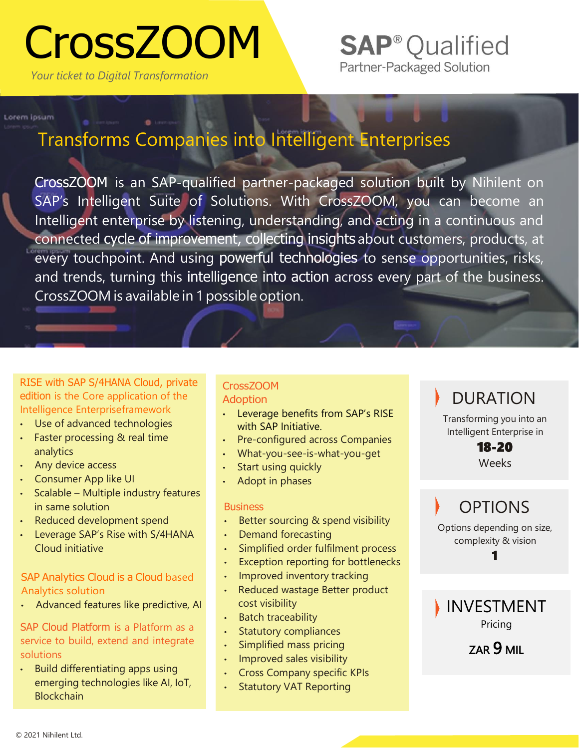# CrossZOOM

*Your ticket to Digital Transformation*

**SAP® Qualified**
Partner-Packaged Solution

## Transforms Companies into Intelligent Enterprises

CrossZOOM is an SAP-qualified partner-packaged solution built by Nihilent on SAP's Intelligent Suite of Solutions. With CrossZOOM, you can become an Intelligent enterprise by listening, understanding, and acting in a continuous and connected cycle of improvement, collecting insights about customers, products, at every touchpoint. And using powerful technologies to sense opportunities, risks, and trends, turning this intelligence into action across every part of the business. CrossZOOM is available in 1 possible option.

### RISE with SAP S/4HANA Cloud, private edition is the Core application of the Intelligence Enterpriseframework

- Use of advanced technologies
- Faster processing & real time analytics
- Any device access
- Consumer App like UI
- Scalable – Multiple industry features in same solution
- Reduced development spend
- Leverage SAP's Rise with S/4HANA Cloud initiative

### SAP Analytics Cloud is a Cloud based Analytics solution

- Advanced features like predictive, AI

### SAP Cloud Platform is a Platform as a service to build, extend and integrate solutions

- Build differentiating apps using emerging technologies like AI, IoT, Blockchain

### CrossZOOM Adoption

- Leverage benefits from SAP's RISE with SAP Initiative.
- Pre-configured across Companies
- What-you-see-is-what-you-get
- Start using quickly
- Adopt in phases

### Business

- Better sourcing & spend visibility
- Demand forecasting
- Simplified order fulfilment process
- Exception reporting for bottlenecks
- Improved inventory tracking
- Reduced wastage Better product cost visibility
- Batch traceability
- Statutory compliances
- Simplified mass pricing
- Improved sales visibility
- Cross Company specific KPIs
- Statutory VAT Reporting

### DURATION

Transforming you into an Intelligent Enterprise in

**18-20**
Weeks

### OPTIONS

Options depending on size, complexity & vision

**1**

### INVESTMENT

Pricing

**ZAR 9 MIL**

© 2021 Nihilent Ltd.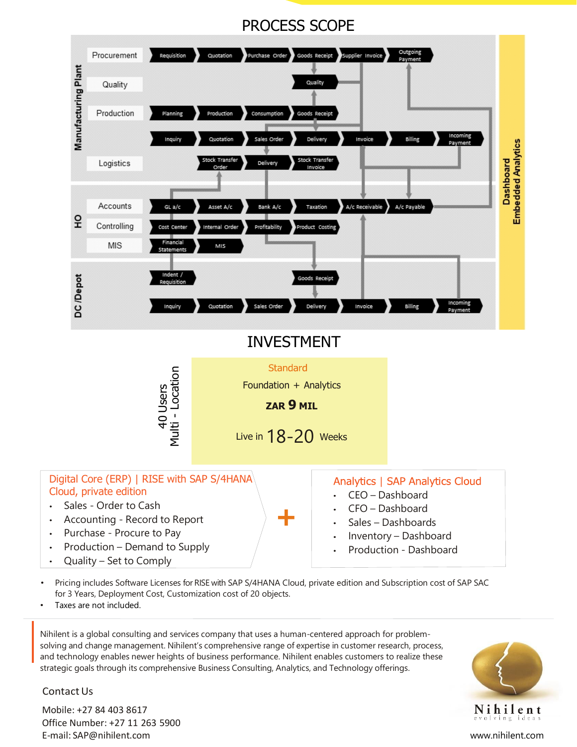# PROCESS SCOPE

Manufacturing Plant

Procurement: Requisition → Quotation → Purchase Order → Goods Receipt → Supplier Invoice → Outgoing Payment

Quality: Quality

Production: Planning → Production → Consumption → Goods Receipt

Inquiry → Quotation → Sales Order → Delivery → Invoice → Billing → Incoming Payment

Logistics: Stock Transfer Order → Delivery → Stock Transfer Invoice

HO

Accounts: GL a/c → Asset A/c → Bank A/c → Taxation → A/c Receivable → A/c Payable

Controlling: Cost Center → Internal Order → Profitability → Product Costing

MIS: Financial Statements → MIS

DC /Depot

Indent / Requisition

Goods Receipt

Inquiry → Quotation → Sales Order → Delivery → Invoice → Billing → Incoming Payment

Dashboard
Embedded Analytics

# INVESTMENT

40 Users
Multi - Location

Standard

Foundation + Analytics

**ZAR 9 MIL**

Live in 18-20 Weeks

## Digital Core (ERP) | RISE with SAP S/4HANA Cloud, private edition

- Sales - Order to Cash
- Accounting - Record to Report
- Purchase - Procure to Pay
- Production – Demand to Supply
- Quality – Set to Comply

\+

## Analytics | SAP Analytics Cloud

- CEO – Dashboard
- CFO – Dashboard
- Sales – Dashboards
- Inventory – Dashboard
- Production - Dashboard

- Pricing includes Software Licenses for RISE with SAP S/4HANA Cloud, private edition and Subscription cost of SAP SAC for 3 Years, Deployment Cost, Customization cost of 20 objects.
- Taxes are not included.

Nihilent is a global consulting and services company that uses a human-centered approach for problem-solving and change management. Nihilent's comprehensive range of expertise in customer research, process, and technology enables newer heights of business performance. Nihilent enables customers to realize these strategic goals through its comprehensive Business Consulting, Analytics, and Technology offerings.

Contact Us

Mobile: +27 84 403 8617
Office Number: +27 11 263 5900
E-mail: SAP@nihilent.com

Nihilent
evolving ideas

www.nihilent.com